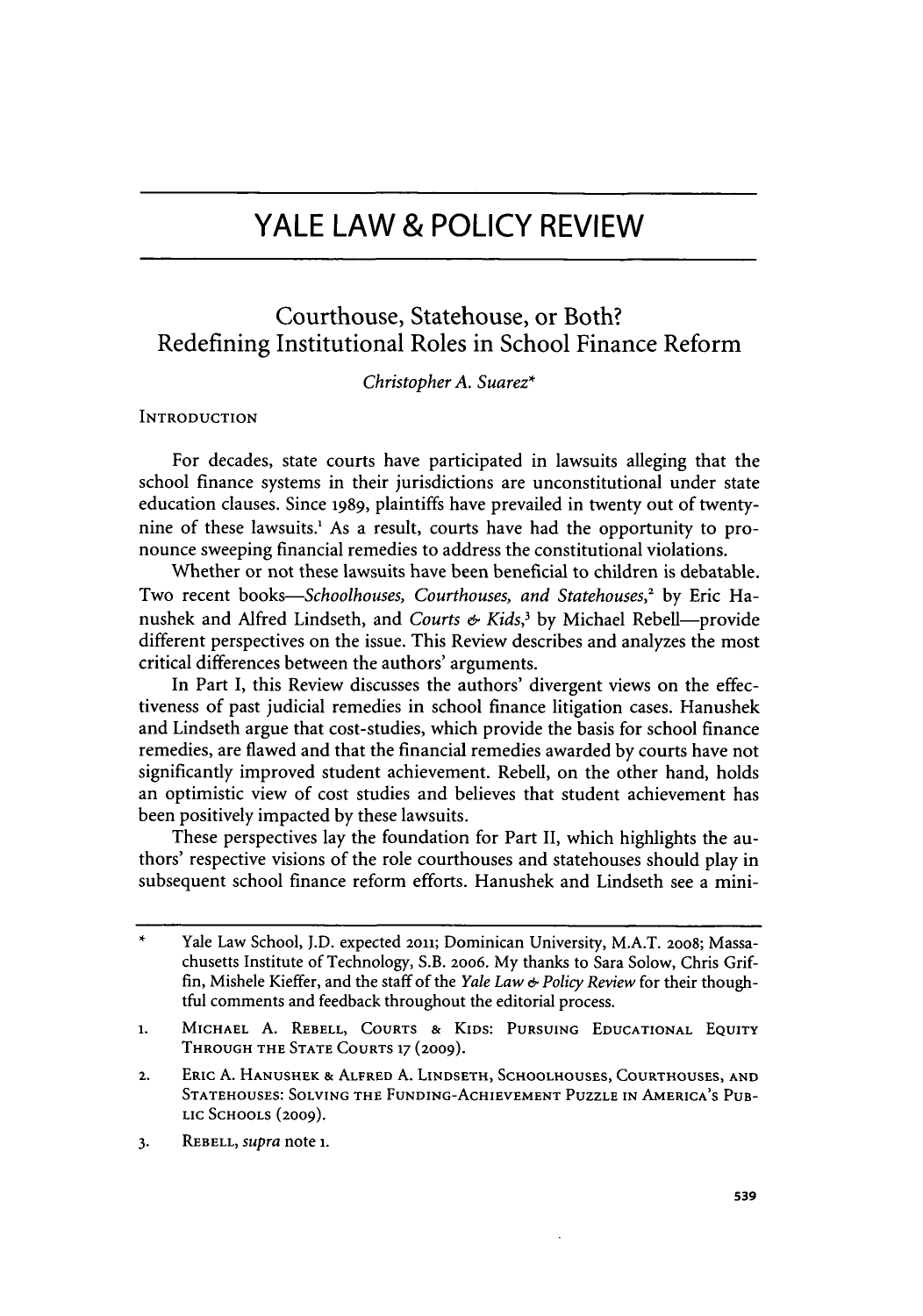# YALE LAW & POLICY REVIEW

## Courthouse, Statehouse, or Both? Redefining Institutional Roles in School Finance Reform

*Christopher A. Suarez**

INTRODUCTION

For decades, state courts have participated in lawsuits alleging that the school finance systems in their jurisdictions are unconstitutional under state education clauses. Since 1989, plaintiffs have prevailed in twenty out of twenty-nine of these lawsuits.[1] As a result, courts have had the opportunity to pronounce sweeping financial remedies to address the constitutional violations.

Whether or not these lawsuits have been beneficial to children is debatable. Two recent books—*Schoolhouses, Courthouses, and Statehouses*,[2] by Eric Hanushek and Alfred Lindseth, and *Courts & Kids*,[3] by Michael Rebell—provide different perspectives on the issue. This Review describes and analyzes the most critical differences between the authors' arguments.

In Part I, this Review discusses the authors' divergent views on the effectiveness of past judicial remedies in school finance litigation cases. Hanushek and Lindseth argue that cost-studies, which provide the basis for school finance remedies, are flawed and that the financial remedies awarded by courts have not significantly improved student achievement. Rebell, on the other hand, holds an optimistic view of cost studies and believes that student achievement has been positively impacted by these lawsuits.

These perspectives lay the foundation for Part II, which highlights the authors' respective visions of the role courthouses and statehouses should play in subsequent school finance reform efforts. Hanushek and Lindseth see a mini-

---

\* Yale Law School, J.D. expected 2011; Dominican University, M.A.T. 2008; Massachusetts Institute of Technology, S.B. 2006. My thanks to Sara Solow, Chris Griffin, Mishele Kieffer, and the staff of the *Yale Law & Policy Review* for their thoughtful comments and feedback throughout the editorial process.

1. MICHAEL A. REBELL, COURTS & KIDS: PURSUING EDUCATIONAL EQUITY THROUGH THE STATE COURTS 17 (2009).

2. ERIC A. HANUSHEK & ALFRED A. LINDSETH, SCHOOLHOUSES, COURTHOUSES, AND STATEHOUSES: SOLVING THE FUNDING-ACHIEVEMENT PUZZLE IN AMERICA'S PUBLIC SCHOOLS (2009).

3. REBELL, *supra* note 1.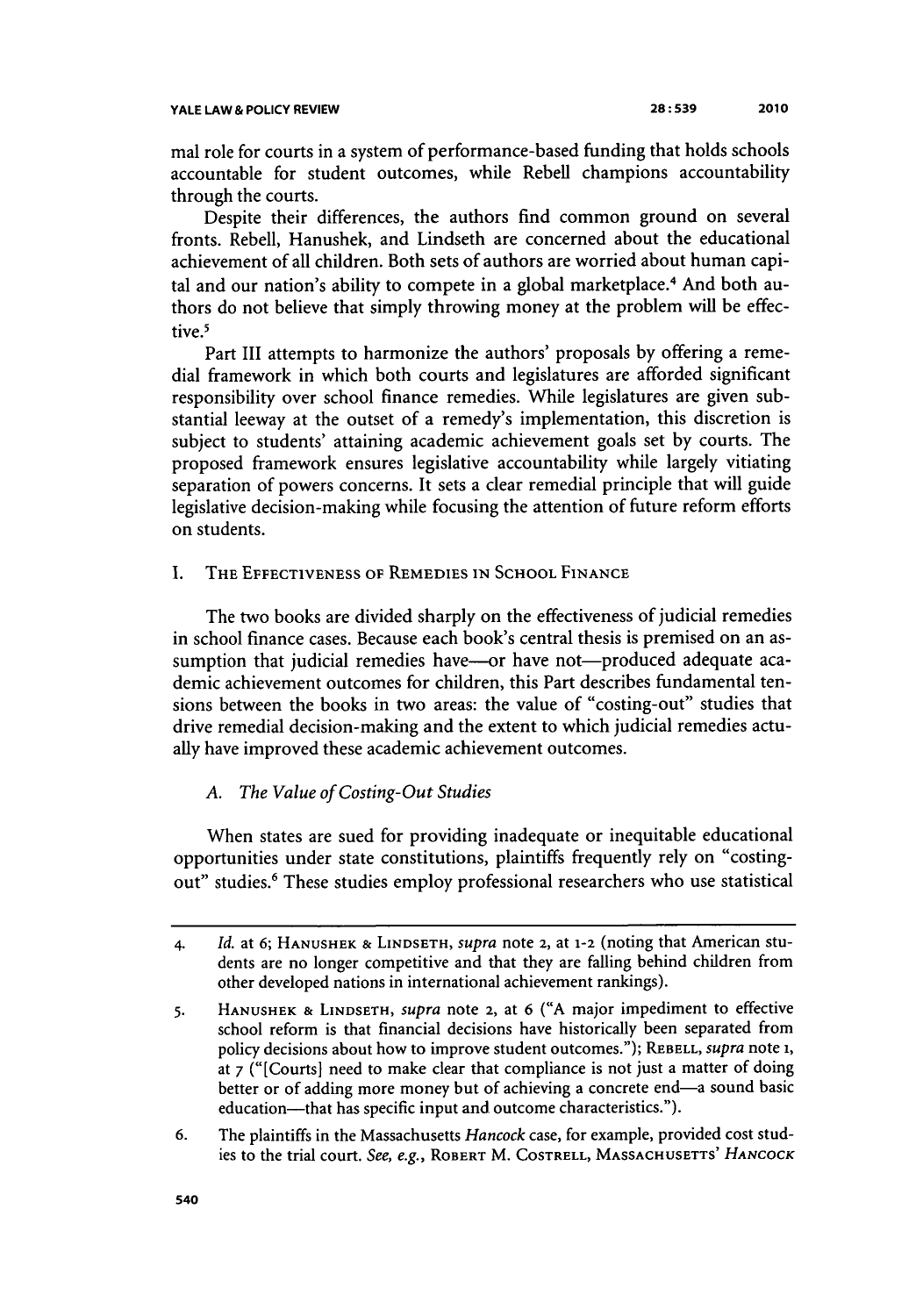mal role for courts in a system of performance-based funding that holds schools accountable for student outcomes, while Rebell champions accountability through the courts.

Despite their differences, the authors find common ground on several fronts. Rebell, Hanushek, and Lindseth are concerned about the educational achievement of all children. Both sets of authors are worried about human capital and our nation's ability to compete in a global marketplace.[4] And both authors do not believe that simply throwing money at the problem will be effective.[5]

Part III attempts to harmonize the authors' proposals by offering a remedial framework in which both courts and legislatures are afforded significant responsibility over school finance remedies. While legislatures are given substantial leeway at the outset of a remedy's implementation, this discretion is subject to students' attaining academic achievement goals set by courts. The proposed framework ensures legislative accountability while largely vitiating separation of powers concerns. It sets a clear remedial principle that will guide legislative decision-making while focusing the attention of future reform efforts on students.

## I. The Effectiveness of Remedies in School Finance

The two books are divided sharply on the effectiveness of judicial remedies in school finance cases. Because each book's central thesis is premised on an assumption that judicial remedies have—or have not—produced adequate academic achievement outcomes for children, this Part describes fundamental tensions between the books in two areas: the value of "costing-out" studies that drive remedial decision-making and the extent to which judicial remedies actually have improved these academic achievement outcomes.

### A. *The Value of Costing-Out Studies*

When states are sued for providing inadequate or inequitable educational opportunities under state constitutions, plaintiffs frequently rely on "costing-out" studies.[6] These studies employ professional researchers who use statistical

---

4. *Id.* at 6; Hanushek & Lindseth, *supra* note 2, at 1-2 (noting that American students are no longer competitive and that they are falling behind children from other developed nations in international achievement rankings).

5. Hanushek & Lindseth, *supra* note 2, at 6 ("A major impediment to effective school reform is that financial decisions have historically been separated from policy decisions about how to improve student outcomes."); Rebell, *supra* note 1, at 7 ("[Courts] need to make clear that compliance is not just a matter of doing better or of adding more money but of achieving a concrete end—a sound basic education—that has specific input and outcome characteristics.").

6. The plaintiffs in the Massachusetts *Hancock* case, for example, provided cost studies to the trial court. *See, e.g.*, Robert M. Costrell, Massachusetts' *Hancock*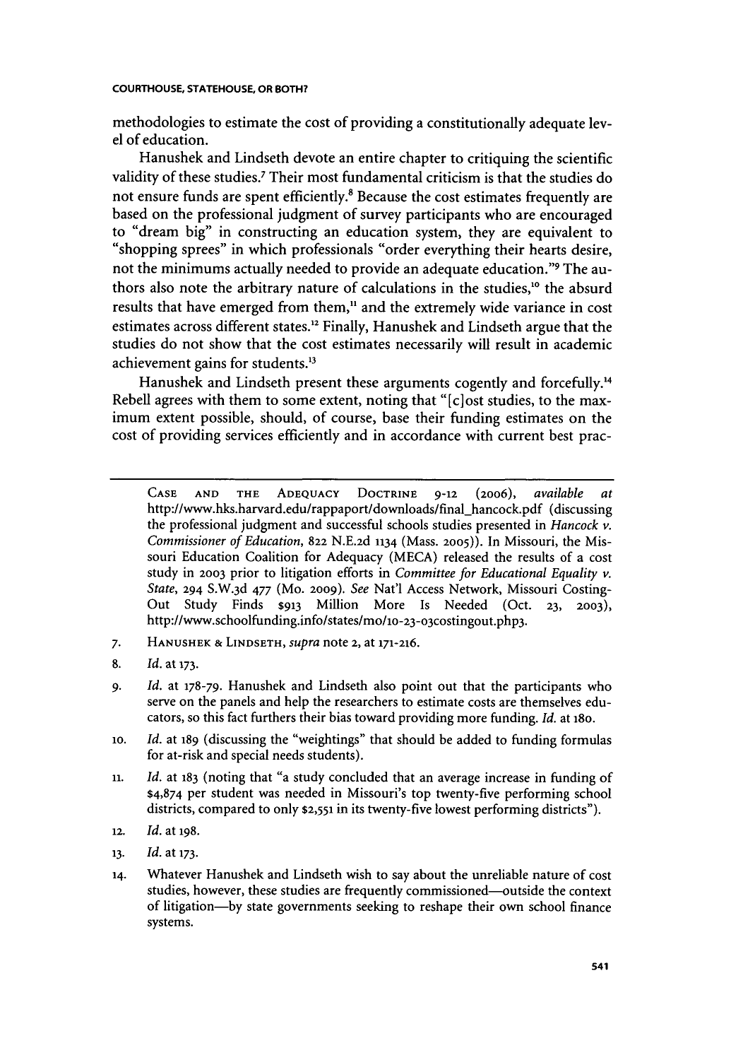methodologies to estimate the cost of providing a constitutionally adequate level of education.

Hanushek and Lindseth devote an entire chapter to critiquing the scientific validity of these studies.[7] Their most fundamental criticism is that the studies do not ensure funds are spent efficiently.[8] Because the cost estimates frequently are based on the professional judgment of survey participants who are encouraged to "dream big" in constructing an education system, they are equivalent to "shopping sprees" in which professionals "order everything their hearts desire, not the minimums actually needed to provide an adequate education."[9] The authors also note the arbitrary nature of calculations in the studies,[10] the absurd results that have emerged from them,[11] and the extremely wide variance in cost estimates across different states.[12] Finally, Hanushek and Lindseth argue that the studies do not show that the cost estimates necessarily will result in academic achievement gains for students.[13]

Hanushek and Lindseth present these arguments cogently and forcefully.[14] Rebell agrees with them to some extent, noting that "[c]ost studies, to the maximum extent possible, should, of course, base their funding estimates on the cost of providing services efficiently and in accordance with current best prac-

---

CASE AND THE ADEQUACY DOCTRINE 9-12 (2006), *available at* http://www.hks.harvard.edu/rappaport/downloads/final_hancock.pdf (discussing the professional judgment and successful schools studies presented in *Hancock v. Commissioner of Education*, 822 N.E.2d 1134 (Mass. 2005)). In Missouri, the Missouri Education Coalition for Adequacy (MECA) released the results of a cost study in 2003 prior to litigation efforts in *Committee for Educational Equality v. State*, 294 S.W.3d 477 (Mo. 2009). *See* Nat'l Access Network, Missouri Costing-Out Study Finds $913 Million More Is Needed (Oct. 23, 2003), http://www.schoolfunding.info/states/mo/10-23-03costingout.php3.

7. HANUSHEK & LINDSETH, *supra* note 2, at 171-216.

8. *Id.* at 173.

9. *Id.* at 178-79. Hanushek and Lindseth also point out that the participants who serve on the panels and help the researchers to estimate costs are themselves educators, so this fact furthers their bias toward providing more funding. *Id.* at 180.

10. *Id.* at 189 (discussing the "weightings" that should be added to funding formulas for at-risk and special needs students).

11. *Id.* at 183 (noting that "a study concluded that an average increase in funding of $4,874 per student was needed in Missouri's top twenty-five performing school districts, compared to only $2,551 in its twenty-five lowest performing districts").

12. *Id.* at 198.

13. *Id.* at 173.

14. Whatever Hanushek and Lindseth wish to say about the unreliable nature of cost studies, however, these studies are frequently commissioned—outside the context of litigation—by state governments seeking to reshape their own school finance systems.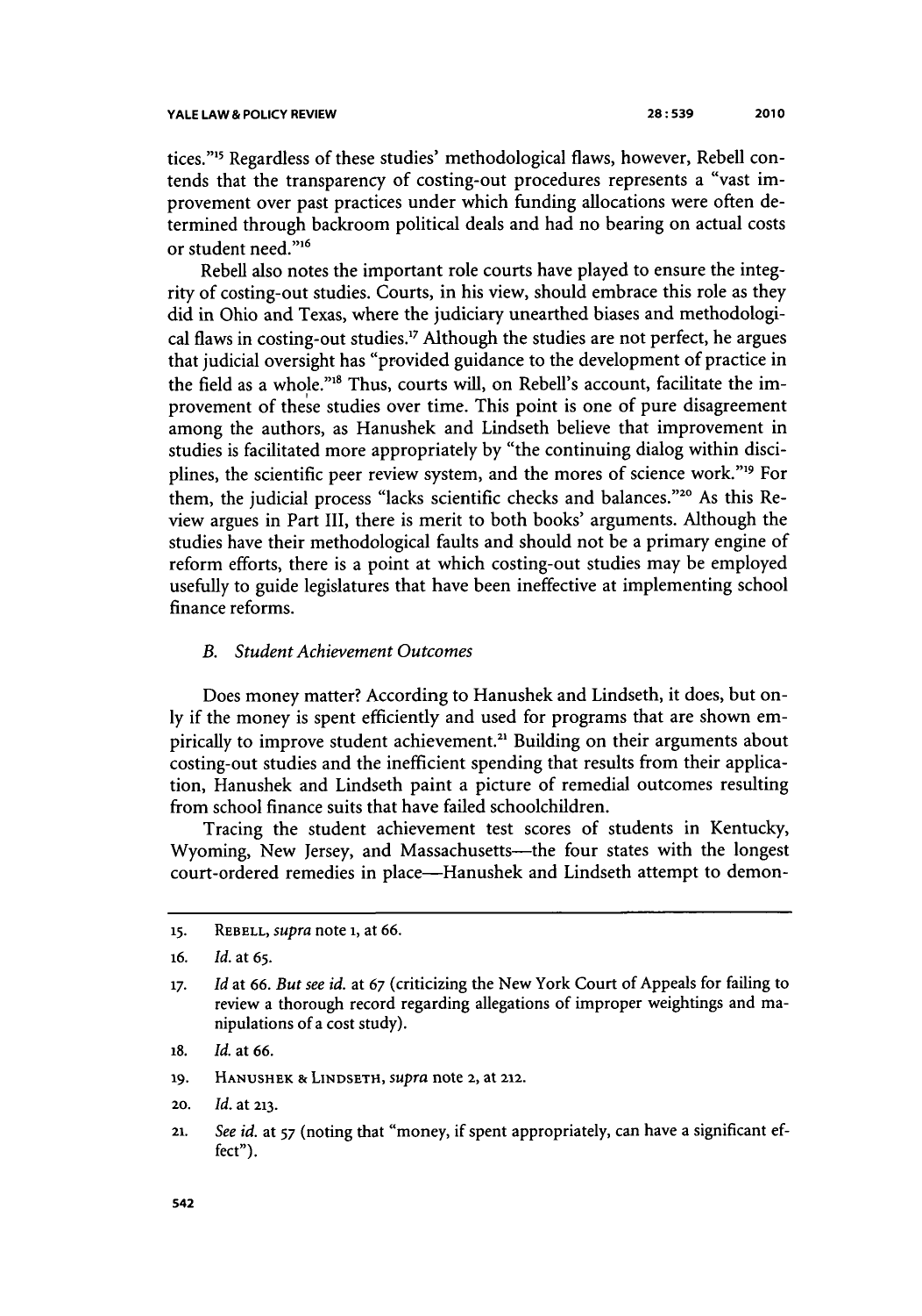tices."[15] Regardless of these studies' methodological flaws, however, Rebell contends that the transparency of costing-out procedures represents a "vast improvement over past practices under which funding allocations were often determined through backroom political deals and had no bearing on actual costs or student need."[16]

Rebell also notes the important role courts have played to ensure the integrity of costing-out studies. Courts, in his view, should embrace this role as they did in Ohio and Texas, where the judiciary unearthed biases and methodological flaws in costing-out studies.[17] Although the studies are not perfect, he argues that judicial oversight has "provided guidance to the development of practice in the field as a whole."[18] Thus, courts will, on Rebell's account, facilitate the improvement of these studies over time. This point is one of pure disagreement among the authors, as Hanushek and Lindseth believe that improvement in studies is facilitated more appropriately by "the continuing dialog within disciplines, the scientific peer review system, and the mores of science work."[19] For them, the judicial process "lacks scientific checks and balances."[20] As this Review argues in Part III, there is merit to both books' arguments. Although the studies have their methodological faults and should not be a primary engine of reform efforts, there is a point at which costing-out studies may be employed usefully to guide legislatures that have been ineffective at implementing school finance reforms.

### *B. Student Achievement Outcomes*

Does money matter? According to Hanushek and Lindseth, it does, but only if the money is spent efficiently and used for programs that are shown empirically to improve student achievement.[21] Building on their arguments about costing-out studies and the inefficient spending that results from their application, Hanushek and Lindseth paint a picture of remedial outcomes resulting from school finance suits that have failed schoolchildren.

Tracing the student achievement test scores of students in Kentucky, Wyoming, New Jersey, and Massachusetts—the four states with the longest court-ordered remedies in place—Hanushek and Lindseth attempt to demon-

---

15. REBELL, *supra* note 1, at 66.

16. *Id.* at 65.

17. *Id* at 66. *But see id.* at 67 (criticizing the New York Court of Appeals for failing to review a thorough record regarding allegations of improper weightings and manipulations of a cost study).

18. *Id.* at 66.

19. HANUSHEK & LINDSETH, *supra* note 2, at 212.

20. *Id.* at 213.

21. *See id.* at 57 (noting that "money, if spent appropriately, can have a significant effect").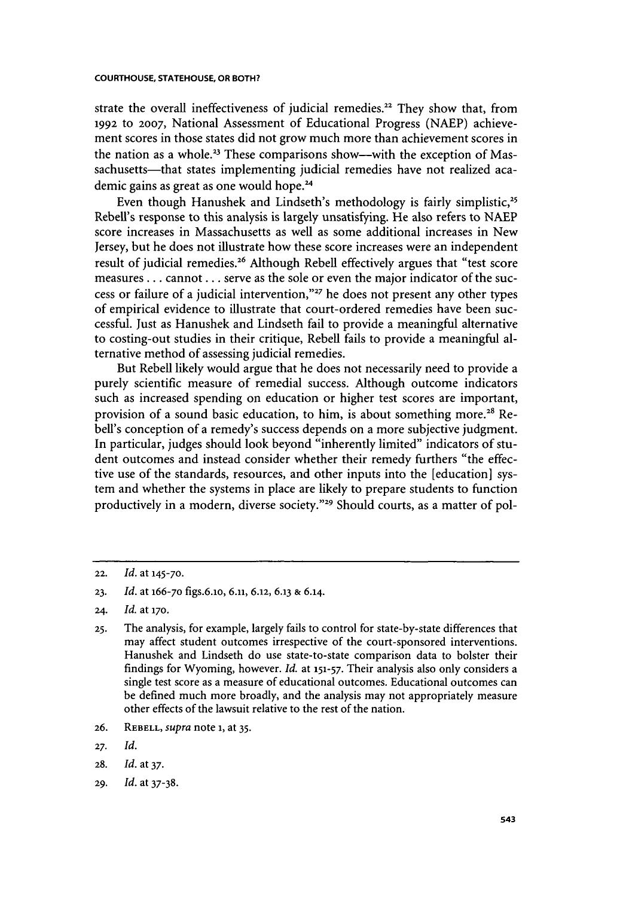strate the overall ineffectiveness of judicial remedies.[22] They show that, from 1992 to 2007, National Assessment of Educational Progress (NAEP) achievement scores in those states did not grow much more than achievement scores in the nation as a whole.[23] These comparisons show—with the exception of Massachusetts—that states implementing judicial remedies have not realized academic gains as great as one would hope.[24]

Even though Hanushek and Lindseth's methodology is fairly simplistic,[25] Rebell's response to this analysis is largely unsatisfying. He also refers to NAEP score increases in Massachusetts as well as some additional increases in New Jersey, but he does not illustrate how these score increases were an independent result of judicial remedies.[26] Although Rebell effectively argues that "test score measures . . . cannot . . . serve as the sole or even the major indicator of the success or failure of a judicial intervention,"[27] he does not present any other types of empirical evidence to illustrate that court-ordered remedies have been successful. Just as Hanushek and Lindseth fail to provide a meaningful alternative to costing-out studies in their critique, Rebell fails to provide a meaningful alternative method of assessing judicial remedies.

But Rebell likely would argue that he does not necessarily need to provide a purely scientific measure of remedial success. Although outcome indicators such as increased spending on education or higher test scores are important, provision of a sound basic education, to him, is about something more.[28] Rebell's conception of a remedy's success depends on a more subjective judgment. In particular, judges should look beyond "inherently limited" indicators of student outcomes and instead consider whether their remedy furthers "the effective use of the standards, resources, and other inputs into the [education] system and whether the systems in place are likely to prepare students to function productively in a modern, diverse society."[29] Should courts, as a matter of pol-

---

22. *Id.* at 145-70.

23. *Id.* at 166-70 figs.6.10, 6.11, 6.12, 6.13 & 6.14.

24. *Id.* at 170.

25. The analysis, for example, largely fails to control for state-by-state differences that may affect student outcomes irrespective of the court-sponsored interventions. Hanushek and Lindseth do use state-to-state comparison data to bolster their findings for Wyoming, however. *Id.* at 151-57. Their analysis also only considers a single test score as a measure of educational outcomes. Educational outcomes can be defined much more broadly, and the analysis may not appropriately measure other effects of the lawsuit relative to the rest of the nation.

26. REBELL, *supra* note 1, at 35.

27. *Id.*

28. *Id.* at 37.

29. *Id.* at 37-38.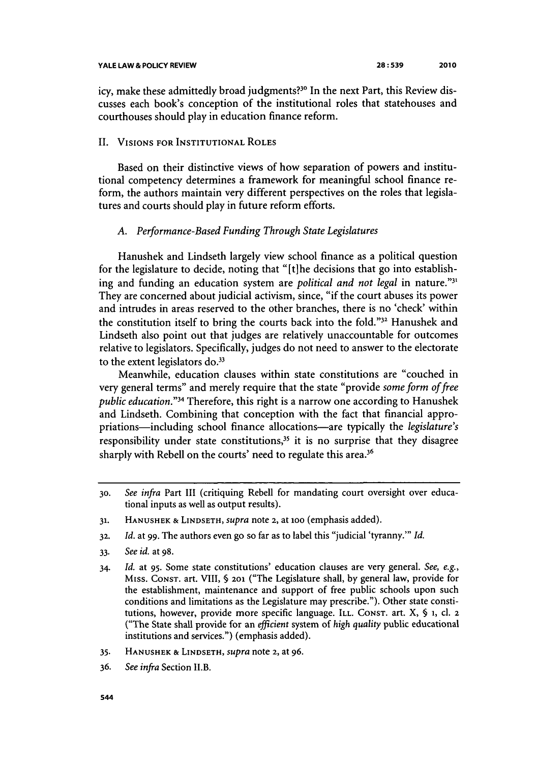icy, make these admittedly broad judgments?[30] In the next Part, this Review discusses each book's conception of the institutional roles that statehouses and courthouses should play in education finance reform.

## II. Visions for Institutional Roles

Based on their distinctive views of how separation of powers and institutional competency determines a framework for meaningful school finance reform, the authors maintain very different perspectives on the roles that legislatures and courts should play in future reform efforts.

### A. *Performance-Based Funding Through State Legislatures*

Hanushek and Lindseth largely view school finance as a political question for the legislature to decide, noting that "[t]he decisions that go into establishing and funding an education system are *political and not legal* in nature."[31] They are concerned about judicial activism, since, "if the court abuses its power and intrudes in areas reserved to the other branches, there is no 'check' within the constitution itself to bring the courts back into the fold."[32] Hanushek and Lindseth also point out that judges are relatively unaccountable for outcomes relative to legislators. Specifically, judges do not need to answer to the electorate to the extent legislators do.[33]

Meanwhile, education clauses within state constitutions are "couched in very general terms" and merely require that the state "provide *some form of free public education*."[34] Therefore, this right is a narrow one according to Hanushek and Lindseth. Combining that conception with the fact that financial appropriations—including school finance allocations—are typically the *legislature's* responsibility under state constitutions,[35] it is no surprise that they disagree sharply with Rebell on the courts' need to regulate this area.[36]

---

30. *See infra* Part III (critiquing Rebell for mandating court oversight over educational inputs as well as output results).

31. Hanushek & Lindseth, *supra* note 2, at 100 (emphasis added).

32. *Id.* at 99. The authors even go so far as to label this "judicial 'tyranny.'" *Id.*

33. *See id.* at 98.

34. *Id.* at 95. Some state constitutions' education clauses are very general. *See, e.g.*, Miss. Const. art. VIII, § 201 ("The Legislature shall, by general law, provide for the establishment, maintenance and support of free public schools upon such conditions and limitations as the Legislature may prescribe."). Other state constitutions, however, provide more specific language. Ill. Const. art. X, § 1, cl. 2 ("The State shall provide for an *efficient* system of *high quality* public educational institutions and services.") (emphasis added).

35. Hanushek & Lindseth, *supra* note 2, at 96.

36. *See infra* Section II.B.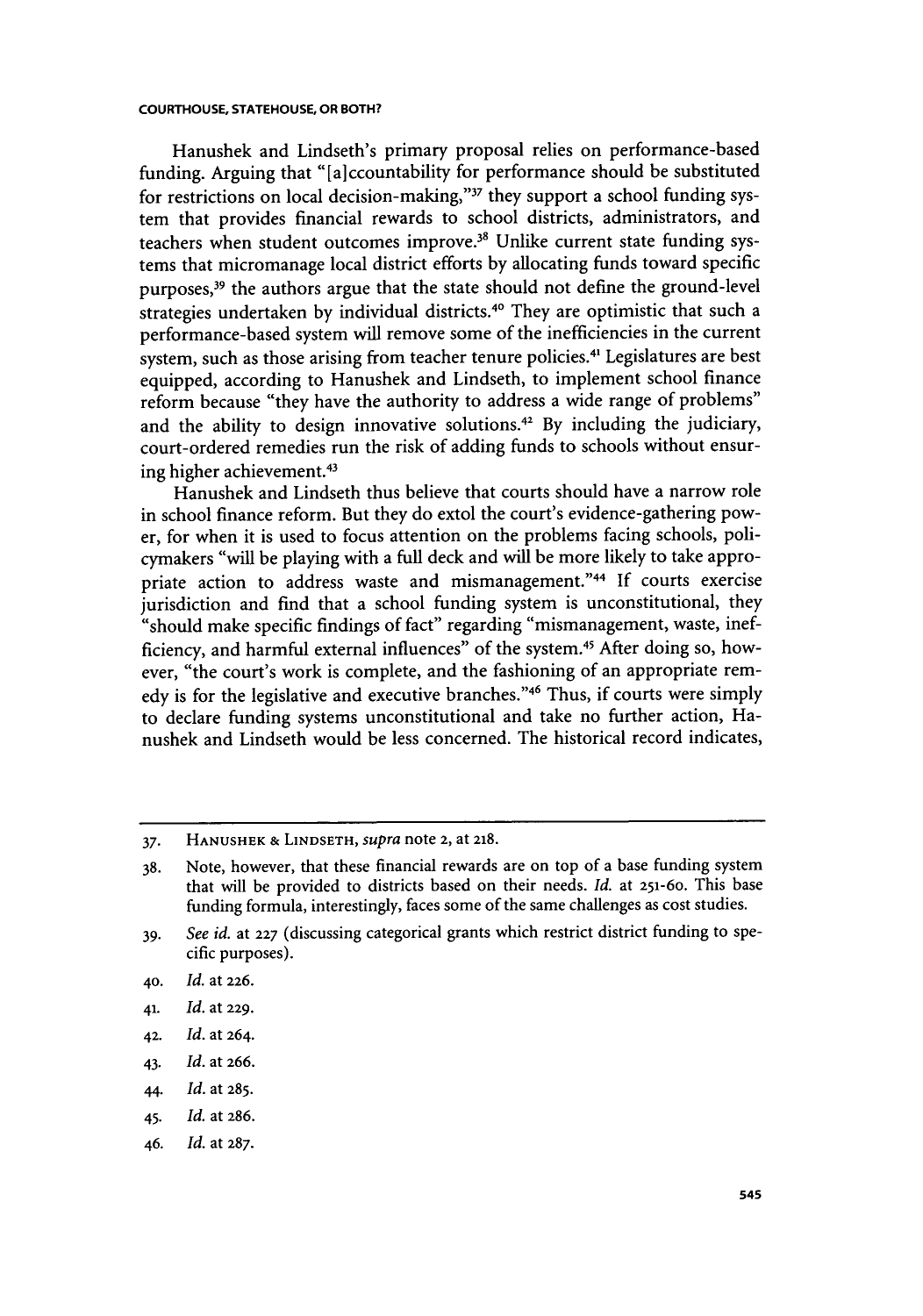Hanushek and Lindseth's primary proposal relies on performance-based funding. Arguing that "[a]ccountability for performance should be substituted for restrictions on local decision-making,"[37] they support a school funding system that provides financial rewards to school districts, administrators, and teachers when student outcomes improve.[38] Unlike current state funding systems that micromanage local district efforts by allocating funds toward specific purposes,[39] the authors argue that the state should not define the ground-level strategies undertaken by individual districts.[40] They are optimistic that such a performance-based system will remove some of the inefficiencies in the current system, such as those arising from teacher tenure policies.[41] Legislatures are best equipped, according to Hanushek and Lindseth, to implement school finance reform because "they have the authority to address a wide range of problems" and the ability to design innovative solutions.[42] By including the judiciary, court-ordered remedies run the risk of adding funds to schools without ensuring higher achievement.[43]

Hanushek and Lindseth thus believe that courts should have a narrow role in school finance reform. But they do extol the court's evidence-gathering power, for when it is used to focus attention on the problems facing schools, policymakers "will be playing with a full deck and will be more likely to take appropriate action to address waste and mismanagement."[44] If courts exercise jurisdiction and find that a school funding system is unconstitutional, they "should make specific findings of fact" regarding "mismanagement, waste, inefficiency, and harmful external influences" of the system.[45] After doing so, however, "the court's work is complete, and the fashioning of an appropriate remedy is for the legislative and executive branches."[46] Thus, if courts were simply to declare funding systems unconstitutional and take no further action, Hanushek and Lindseth would be less concerned. The historical record indicates,

---

37. HANUSHEK & LINDSETH, *supra* note 2, at 218.
38. Note, however, that these financial rewards are on top of a base funding system that will be provided to districts based on their needs. *Id.* at 251-60. This base funding formula, interestingly, faces some of the same challenges as cost studies.
39. *See id.* at 227 (discussing categorical grants which restrict district funding to specific purposes).
40. *Id.* at 226.
41. *Id.* at 229.
42. *Id.* at 264.
43. *Id.* at 266.
44. *Id.* at 285.
45. *Id.* at 286.
46. *Id.* at 287.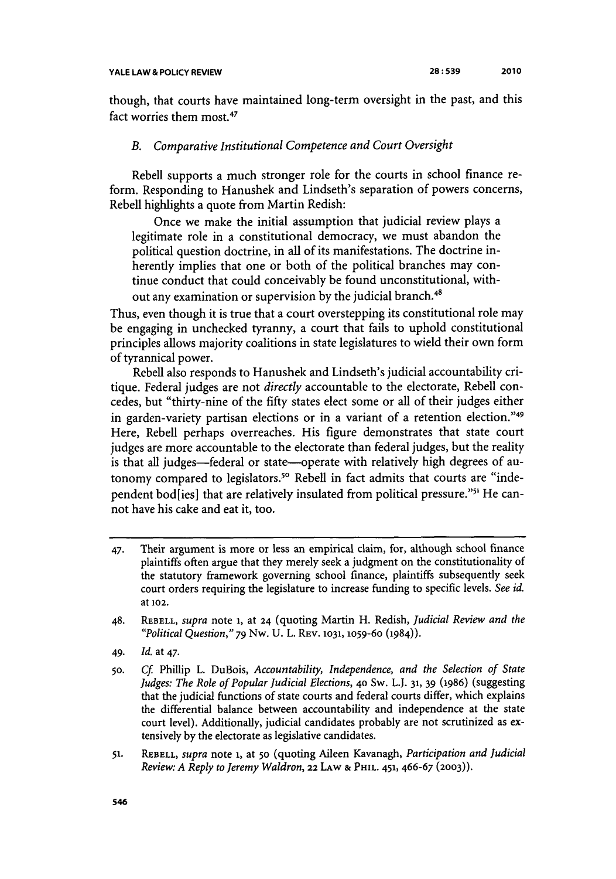though, that courts have maintained long-term oversight in the past, and this fact worries them most.[47]

### *B. Comparative Institutional Competence and Court Oversight*

Rebell supports a much stronger role for the courts in school finance reform. Responding to Hanushek and Lindseth's separation of powers concerns, Rebell highlights a quote from Martin Redish:

> Once we make the initial assumption that judicial review plays a legitimate role in a constitutional democracy, we must abandon the political question doctrine, in all of its manifestations. The doctrine inherently implies that one or both of the political branches may continue conduct that could conceivably be found unconstitutional, without any examination or supervision by the judicial branch.[48]

Thus, even though it is true that a court overstepping its constitutional role may be engaging in unchecked tyranny, a court that fails to uphold constitutional principles allows majority coalitions in state legislatures to wield their own form of tyrannical power.

Rebell also responds to Hanushek and Lindseth's judicial accountability critique. Federal judges are not *directly* accountable to the electorate, Rebell concedes, but "thirty-nine of the fifty states elect some or all of their judges either in garden-variety partisan elections or in a variant of a retention election."[49] Here, Rebell perhaps overreaches. His figure demonstrates that state court judges are more accountable to the electorate than federal judges, but the reality is that all judges—federal or state—operate with relatively high degrees of autonomy compared to legislators.[50] Rebell in fact admits that courts are "independent bod[ies] that are relatively insulated from political pressure."[51] He cannot have his cake and eat it, too.

---

47. Their argument is more or less an empirical claim, for, although school finance plaintiffs often argue that they merely seek a judgment on the constitutionality of the statutory framework governing school finance, plaintiffs subsequently seek court orders requiring the legislature to increase funding to specific levels. *See id.* at 102.

48. REBELL, *supra* note 1, at 24 (quoting Martin H. Redish, *Judicial Review and the "Political Question,"* 79 NW. U. L. REV. 1031, 1059-60 (1984)).

49. *Id.* at 47.

50. *Cf.* Phillip L. DuBois, *Accountability, Independence, and the Selection of State Judges: The Role of Popular Judicial Elections*, 40 SW. L.J. 31, 39 (1986) (suggesting that the judicial functions of state courts and federal courts differ, which explains the differential balance between accountability and independence at the state court level). Additionally, judicial candidates probably are not scrutinized as extensively by the electorate as legislative candidates.

51. REBELL, *supra* note 1, at 50 (quoting Aileen Kavanagh, *Participation and Judicial Review: A Reply to Jeremy Waldron*, 22 LAW & PHIL. 451, 466-67 (2003)).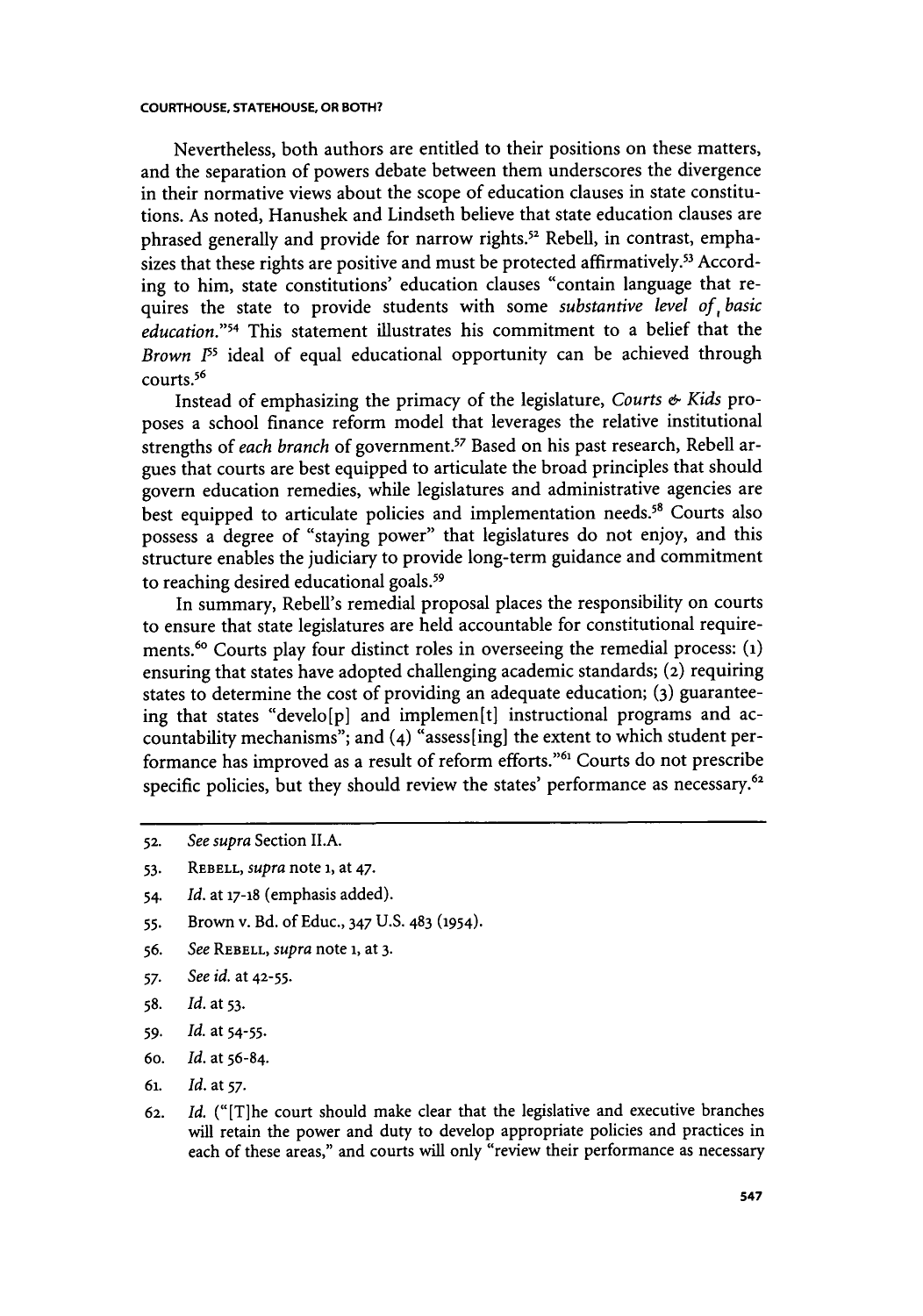Nevertheless, both authors are entitled to their positions on these matters, and the separation of powers debate between them underscores the divergence in their normative views about the scope of education clauses in state constitutions. As noted, Hanushek and Lindseth believe that state education clauses are phrased generally and provide for narrow rights.[52] Rebell, in contrast, emphasizes that these rights are positive and must be protected affirmatively.[53] According to him, state constitutions' education clauses "contain language that requires the state to provide students with some *substantive level of basic education*."[54] This statement illustrates his commitment to a belief that the *Brown I*[55] ideal of equal educational opportunity can be achieved through courts.[56]

Instead of emphasizing the primacy of the legislature, *Courts & Kids* proposes a school finance reform model that leverages the relative institutional strengths of *each branch* of government.[57] Based on his past research, Rebell argues that courts are best equipped to articulate the broad principles that should govern education remedies, while legislatures and administrative agencies are best equipped to articulate policies and implementation needs.[58] Courts also possess a degree of "staying power" that legislatures do not enjoy, and this structure enables the judiciary to provide long-term guidance and commitment to reaching desired educational goals.[59]

In summary, Rebell's remedial proposal places the responsibility on courts to ensure that state legislatures are held accountable for constitutional requirements.[60] Courts play four distinct roles in overseeing the remedial process: (1) ensuring that states have adopted challenging academic standards; (2) requiring states to determine the cost of providing an adequate education; (3) guaranteeing that states "develo[p] and implemen[t] instructional programs and accountability mechanisms"; and (4) "assess[ing] the extent to which student performance has improved as a result of reform efforts."[61] Courts do not prescribe specific policies, but they should review the states' performance as necessary.[62]

---

52. *See supra* Section II.A.
53. REBELL, *supra* note 1, at 47.
54. *Id.* at 17-18 (emphasis added).
55. Brown v. Bd. of Educ., 347 U.S. 483 (1954).
56. *See* REBELL, *supra* note 1, at 3.
57. *See id.* at 42-55.
58. *Id.* at 53.
59. *Id.* at 54-55.
60. *Id.* at 56-84.
61. *Id.* at 57.
62. *Id.* ("[T]he court should make clear that the legislative and executive branches will retain the power and duty to develop appropriate policies and practices in each of these areas," and courts will only "review their performance as necessary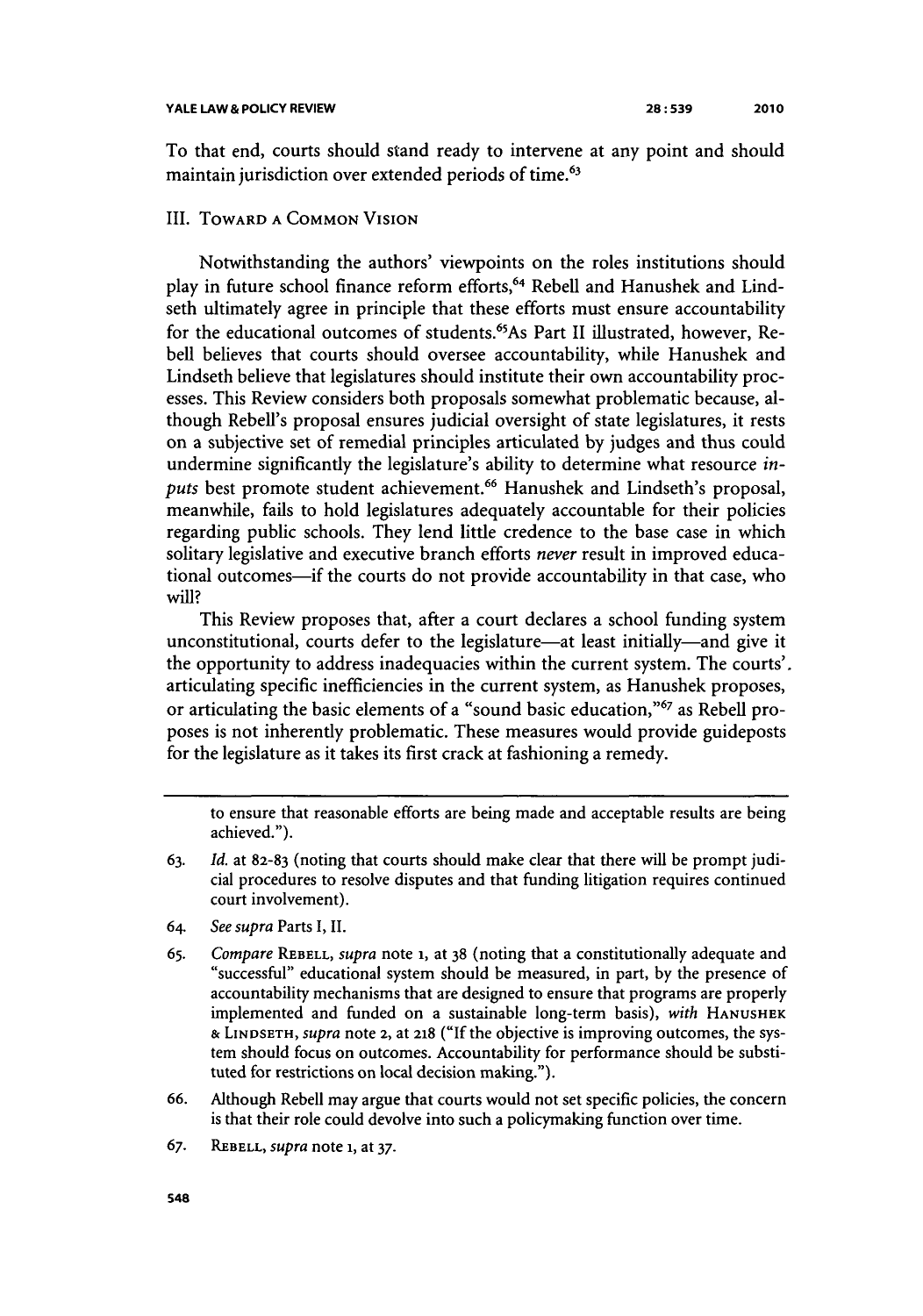To that end, courts should stand ready to intervene at any point and should maintain jurisdiction over extended periods of time.[63]

## III. Toward a Common Vision

Notwithstanding the authors' viewpoints on the roles institutions should play in future school finance reform efforts,[64] Rebell and Hanushek and Lindseth ultimately agree in principle that these efforts must ensure accountability for the educational outcomes of students.[65] As Part II illustrated, however, Rebell believes that courts should oversee accountability, while Hanushek and Lindseth believe that legislatures should institute their own accountability processes. This Review considers both proposals somewhat problematic because, although Rebell's proposal ensures judicial oversight of state legislatures, it rests on a subjective set of remedial principles articulated by judges and thus could undermine significantly the legislature's ability to determine what resource *inputs* best promote student achievement.[66] Hanushek and Lindseth's proposal, meanwhile, fails to hold legislatures adequately accountable for their policies regarding public schools. They lend little credence to the base case in which solitary legislative and executive branch efforts *never* result in improved educational outcomes—if the courts do not provide accountability in that case, who will?

This Review proposes that, after a court declares a school funding system unconstitutional, courts defer to the legislature—at least initially—and give it the opportunity to address inadequacies within the current system. The courts' articulating specific inefficiencies in the current system, as Hanushek proposes, or articulating the basic elements of a "sound basic education,"[67] as Rebell proposes is not inherently problematic. These measures would provide guideposts for the legislature as it takes its first crack at fashioning a remedy.

---

to ensure that reasonable efforts are being made and acceptable results are being achieved.").

63. *Id.* at 82-83 (noting that courts should make clear that there will be prompt judicial procedures to resolve disputes and that funding litigation requires continued court involvement).

64. *See supra* Parts I, II.

65. *Compare* Rebell, *supra* note 1, at 38 (noting that a constitutionally adequate and "successful" educational system should be measured, in part, by the presence of accountability mechanisms that are designed to ensure that programs are properly implemented and funded on a sustainable long-term basis), *with* Hanushek & Lindseth, *supra* note 2, at 218 ("If the objective is improving outcomes, the system should focus on outcomes. Accountability for performance should be substituted for restrictions on local decision making.").

66. Although Rebell may argue that courts would not set specific policies, the concern is that their role could devolve into such a policymaking function over time.

67. Rebell, *supra* note 1, at 37.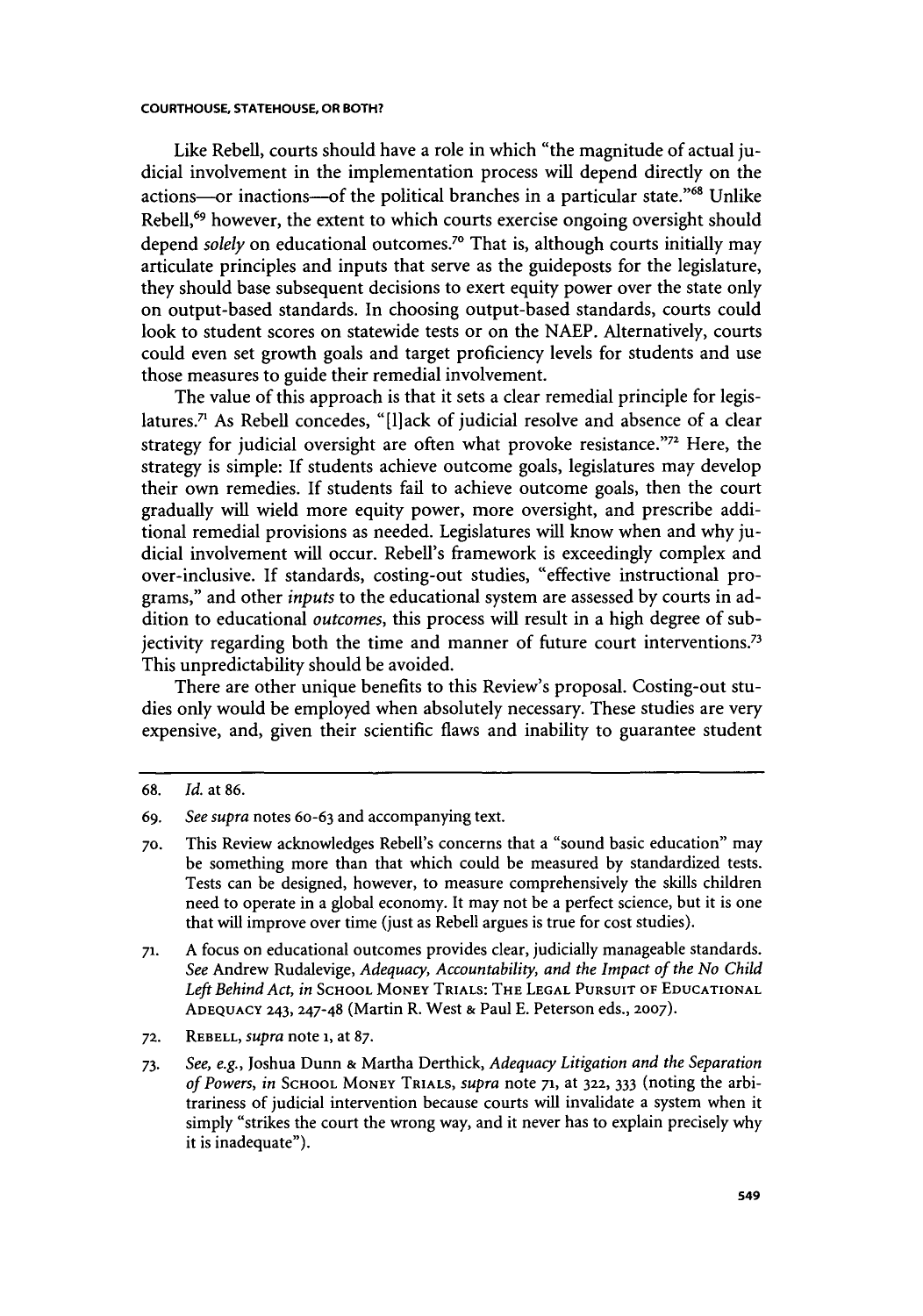Like Rebell, courts should have a role in which "the magnitude of actual judicial involvement in the implementation process will depend directly on the actions—or inactions—of the political branches in a particular state."[68] Unlike Rebell,[69] however, the extent to which courts exercise ongoing oversight should depend *solely* on educational outcomes.[70] That is, although courts initially may articulate principles and inputs that serve as the guideposts for the legislature, they should base subsequent decisions to exert equity power over the state only on output-based standards. In choosing output-based standards, courts could look to student scores on statewide tests or on the NAEP. Alternatively, courts could even set growth goals and target proficiency levels for students and use those measures to guide their remedial involvement.

The value of this approach is that it sets a clear remedial principle for legislatures.[71] As Rebell concedes, "[l]ack of judicial resolve and absence of a clear strategy for judicial oversight are often what provoke resistance."[72] Here, the strategy is simple: If students achieve outcome goals, legislatures may develop their own remedies. If students fail to achieve outcome goals, then the court gradually will wield more equity power, more oversight, and prescribe additional remedial provisions as needed. Legislatures will know when and why judicial involvement will occur. Rebell's framework is exceedingly complex and over-inclusive. If standards, costing-out studies, "effective instructional programs," and other *inputs* to the educational system are assessed by courts in addition to educational *outcomes*, this process will result in a high degree of subjectivity regarding both the time and manner of future court interventions.[73] This unpredictability should be avoided.

There are other unique benefits to this Review's proposal. Costing-out studies only would be employed when absolutely necessary. These studies are very expensive, and, given their scientific flaws and inability to guarantee student

---

68. *Id.* at 86.

69. *See supra* notes 60-63 and accompanying text.

70. This Review acknowledges Rebell's concerns that a "sound basic education" may be something more than that which could be measured by standardized tests. Tests can be designed, however, to measure comprehensively the skills children need to operate in a global economy. It may not be a perfect science, but it is one that will improve over time (just as Rebell argues is true for cost studies).

71. A focus on educational outcomes provides clear, judicially manageable standards. *See* Andrew Rudalevige, *Adequacy, Accountability, and the Impact of the No Child Left Behind Act*, *in* SCHOOL MONEY TRIALS: THE LEGAL PURSUIT OF EDUCATIONAL ADEQUACY 243, 247-48 (Martin R. West & Paul E. Peterson eds., 2007).

72. REBELL, *supra* note 1, at 87.

73. *See, e.g.*, Joshua Dunn & Martha Derthick, *Adequacy Litigation and the Separation of Powers*, *in* SCHOOL MONEY TRIALS, *supra* note 71, at 322, 333 (noting the arbitrariness of judicial intervention because courts will invalidate a system when it simply "strikes the court the wrong way, and it never has to explain precisely why it is inadequate").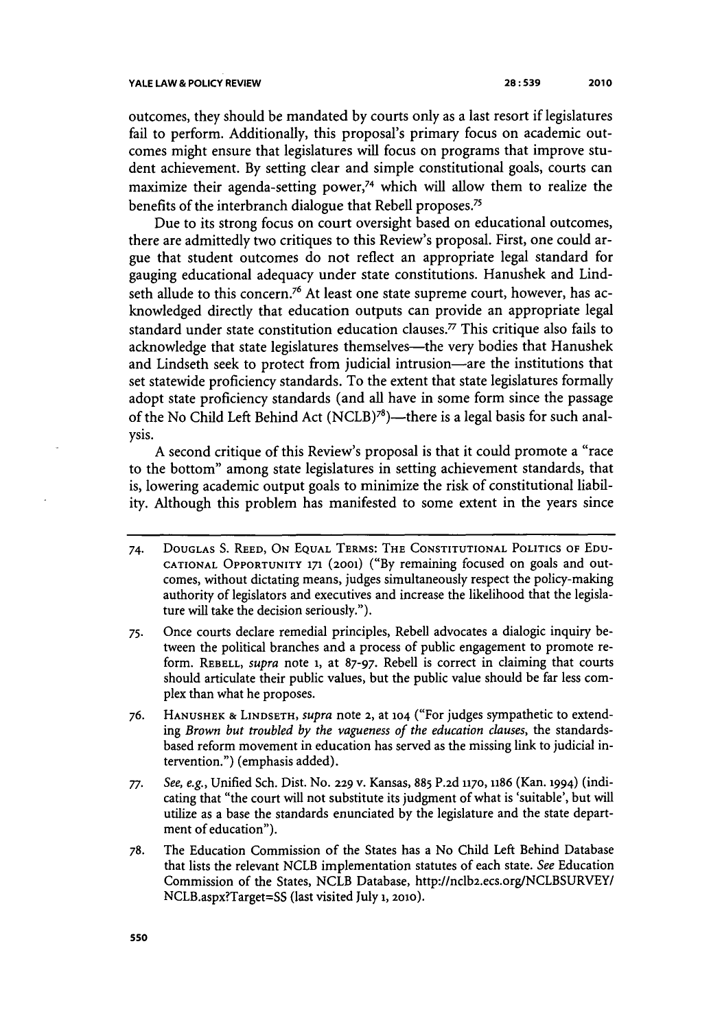outcomes, they should be mandated by courts only as a last resort if legislatures fail to perform. Additionally, this proposal's primary focus on academic outcomes might ensure that legislatures will focus on programs that improve student achievement. By setting clear and simple constitutional goals, courts can maximize their agenda-setting power,[74] which will allow them to realize the benefits of the interbranch dialogue that Rebell proposes.[75]

Due to its strong focus on court oversight based on educational outcomes, there are admittedly two critiques to this Review's proposal. First, one could argue that student outcomes do not reflect an appropriate legal standard for gauging educational adequacy under state constitutions. Hanushek and Lindseth allude to this concern.[76] At least one state supreme court, however, has acknowledged directly that education outputs can provide an appropriate legal standard under state constitution education clauses.[77] This critique also fails to acknowledge that state legislatures themselves—the very bodies that Hanushek and Lindseth seek to protect from judicial intrusion—are the institutions that set statewide proficiency standards. To the extent that state legislatures formally adopt state proficiency standards (and all have in some form since the passage of the No Child Left Behind Act (NCLB)[78])—there is a legal basis for such analysis.

A second critique of this Review's proposal is that it could promote a "race to the bottom" among state legislatures in setting achievement standards, that is, lowering academic output goals to minimize the risk of constitutional liability. Although this problem has manifested to some extent in the years since

---

74. Douglas S. Reed, On Equal Terms: The Constitutional Politics of Educational Opportunity 171 (2001) ("By remaining focused on goals and outcomes, without dictating means, judges simultaneously respect the policy-making authority of legislators and executives and increase the likelihood that the legislature will take the decision seriously.").

75. Once courts declare remedial principles, Rebell advocates a dialogic inquiry between the political branches and a process of public engagement to promote reform. Rebell, *supra* note 1, at 87-97. Rebell is correct in claiming that courts should articulate their public values, but the public value should be far less complex than what he proposes.

76. Hanushek & Lindseth, *supra* note 2, at 104 ("For judges sympathetic to extending *Brown but troubled by the vagueness of the education clauses*, the standards-based reform movement in education has served as the missing link to judicial intervention.") (emphasis added).

77. *See, e.g.*, Unified Sch. Dist. No. 229 v. Kansas, 885 P.2d 1170, 1186 (Kan. 1994) (indicating that "the court will not substitute its judgment of what is 'suitable', but will utilize as a base the standards enunciated by the legislature and the state department of education").

78. The Education Commission of the States has a No Child Left Behind Database that lists the relevant NCLB implementation statutes of each state. *See* Education Commission of the States, NCLB Database, http://nclb2.ecs.org/NCLBSURVEY/NCLB.aspx?Target=SS (last visited July 1, 2010).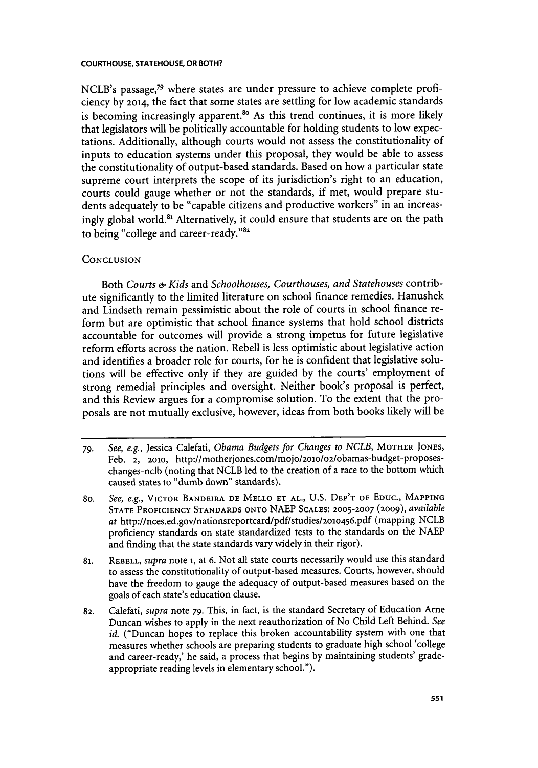NCLB's passage,[79] where states are under pressure to achieve complete proficiency by 2014, the fact that some states are settling for low academic standards is becoming increasingly apparent.[80] As this trend continues, it is more likely that legislators will be politically accountable for holding students to low expectations. Additionally, although courts would not assess the constitutionality of inputs to education systems under this proposal, they would be able to assess the constitutionality of output-based standards. Based on how a particular state supreme court interprets the scope of its jurisdiction's right to an education, courts could gauge whether or not the standards, if met, would prepare students adequately to be "capable citizens and productive workers" in an increasingly global world.[81] Alternatively, it could ensure that students are on the path to being "college and career-ready."[82]

## CONCLUSION

Both *Courts & Kids* and *Schoolhouses, Courthouses, and Statehouses* contribute significantly to the limited literature on school finance remedies. Hanushek and Lindseth remain pessimistic about the role of courts in school finance reform but are optimistic that school finance systems that hold school districts accountable for outcomes will provide a strong impetus for future legislative reform efforts across the nation. Rebell is less optimistic about legislative action and identifies a broader role for courts, for he is confident that legislative solutions will be effective only if they are guided by the courts' employment of strong remedial principles and oversight. Neither book's proposal is perfect, and this Review argues for a compromise solution. To the extent that the proposals are not mutually exclusive, however, ideas from both books likely will be

---

79. *See, e.g.*, Jessica Calefati, *Obama Budgets for Changes to NCLB*, MOTHER JONES, Feb. 2, 2010, http://motherjones.com/mojo/2010/02/obamas-budget-proposes-changes-nclb (noting that NCLB led to the creation of a race to the bottom which caused states to "dumb down" standards).

80. *See, e.g.*, VICTOR BANDEIRA DE MELLO ET AL., U.S. DEP'T OF EDUC., MAPPING STATE PROFICIENCY STANDARDS ONTO NAEP SCALES: 2005-2007 (2009), *available at* http://nces.ed.gov/nationsreportcard/pdf/studies/2010456.pdf (mapping NCLB proficiency standards on state standardized tests to the standards on the NAEP and finding that the state standards vary widely in their rigor).

81. REBELL, *supra* note 1, at 6. Not all state courts necessarily would use this standard to assess the constitutionality of output-based measures. Courts, however, should have the freedom to gauge the adequacy of output-based measures based on the goals of each state's education clause.

82. Calefati, *supra* note 79. This, in fact, is the standard Secretary of Education Arne Duncan wishes to apply in the next reauthorization of No Child Left Behind. *See id.* ("Duncan hopes to replace this broken accountability system with one that measures whether schools are preparing students to graduate high school 'college and career-ready,' he said, a process that begins by maintaining students' grade-appropriate reading levels in elementary school.").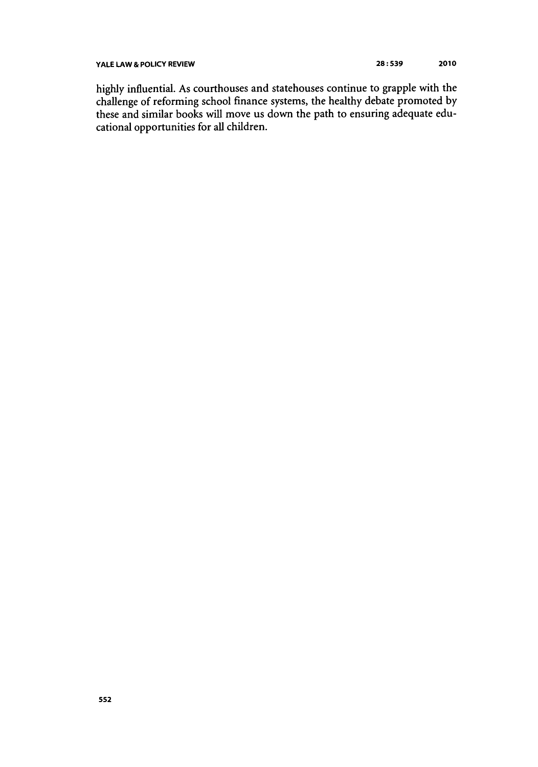highly influential. As courthouses and statehouses continue to grapple with the challenge of reforming school finance systems, the healthy debate promoted by these and similar books will move us down the path to ensuring adequate educational opportunities for all children.